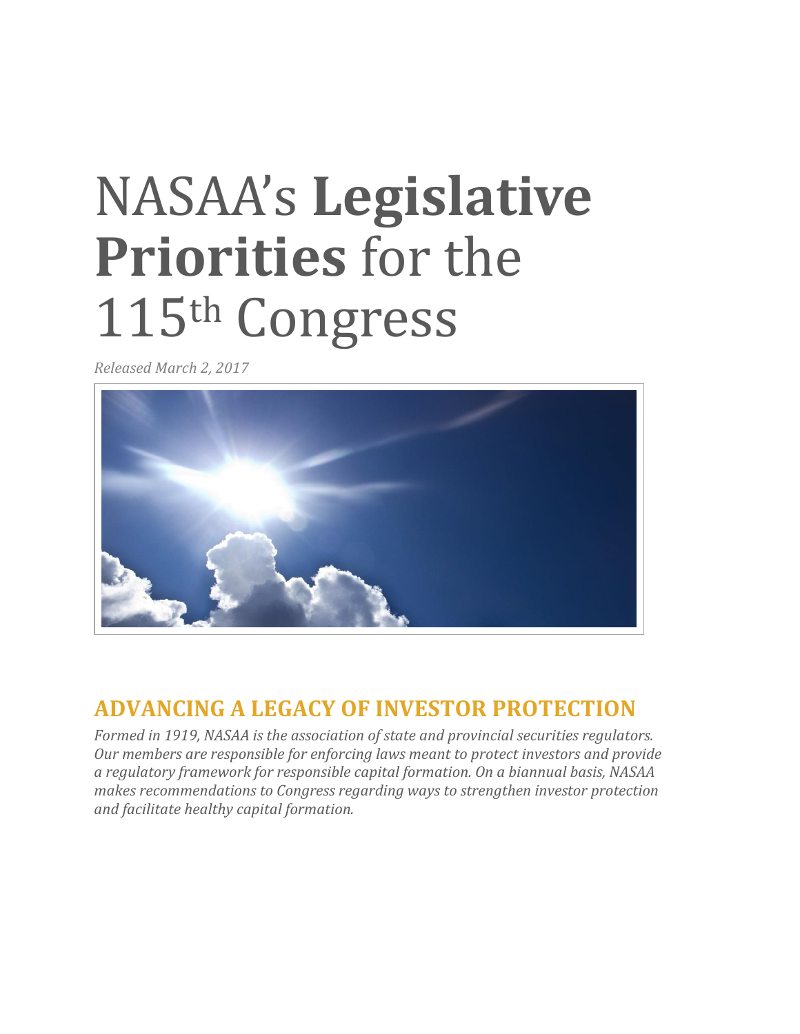# NASAA's **Legislative Priorities** for the 115th Congress

*Released March 2, 2017*

## ADVANCING A LEGACY OF INVESTOR PROTECTION

*Formed in 1919, NASAA is the association of state and provincial securities regulators. Our members are responsible for enforcing laws meant to protect investors and provide a regulatory framework for responsible capital formation. On a biannual basis, NASAA makes recommendations to Congress regarding ways to strengthen investor protection and facilitate healthy capital formation.*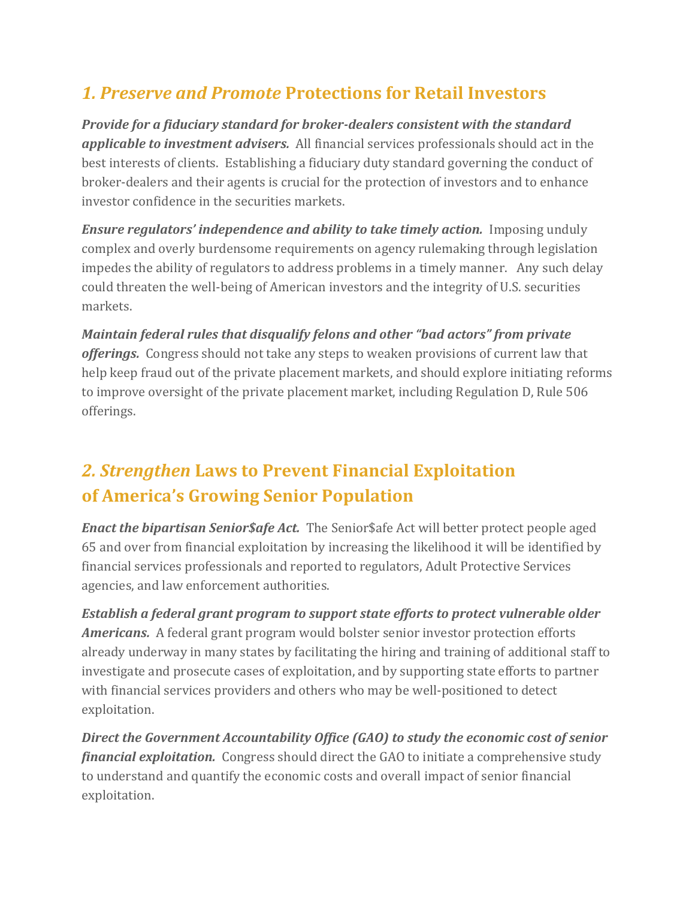## *1. Preserve and Promote* Protections for Retail Investors

***Provide for a fiduciary standard for broker-dealers consistent with the standard applicable to investment advisers.*** All financial services professionals should act in the best interests of clients. Establishing a fiduciary duty standard governing the conduct of broker-dealers and their agents is crucial for the protection of investors and to enhance investor confidence in the securities markets.

***Ensure regulators' independence and ability to take timely action.*** Imposing unduly complex and overly burdensome requirements on agency rulemaking through legislation impedes the ability of regulators to address problems in a timely manner. Any such delay could threaten the well-being of American investors and the integrity of U.S. securities markets.

***Maintain federal rules that disqualify felons and other "bad actors" from private offerings.*** Congress should not take any steps to weaken provisions of current law that help keep fraud out of the private placement markets, and should explore initiating reforms to improve oversight of the private placement market, including Regulation D, Rule 506 offerings.

## *2. Strengthen* Laws to Prevent Financial Exploitation of America's Growing Senior Population

***Enact the bipartisan Senior$afe Act.*** The Senior$afe Act will better protect people aged 65 and over from financial exploitation by increasing the likelihood it will be identified by financial services professionals and reported to regulators, Adult Protective Services agencies, and law enforcement authorities.

***Establish a federal grant program to support state efforts to protect vulnerable older Americans.*** A federal grant program would bolster senior investor protection efforts already underway in many states by facilitating the hiring and training of additional staff to investigate and prosecute cases of exploitation, and by supporting state efforts to partner with financial services providers and others who may be well-positioned to detect exploitation.

***Direct the Government Accountability Office (GAO) to study the economic cost of senior financial exploitation.*** Congress should direct the GAO to initiate a comprehensive study to understand and quantify the economic costs and overall impact of senior financial exploitation.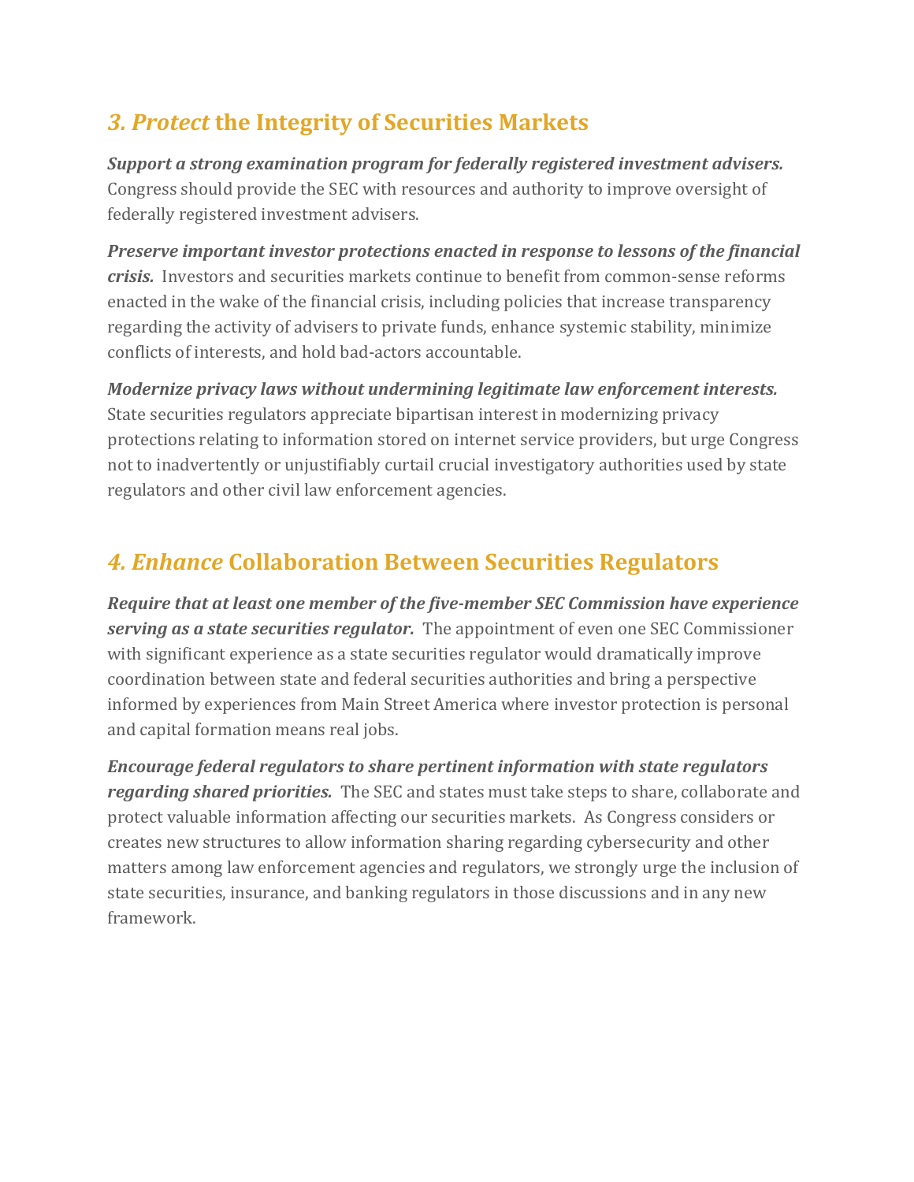## *3. Protect* the Integrity of Securities Markets

***Support a strong examination program for federally registered investment advisers.*** Congress should provide the SEC with resources and authority to improve oversight of federally registered investment advisers.

***Preserve important investor protections enacted in response to lessons of the financial crisis.*** Investors and securities markets continue to benefit from common-sense reforms enacted in the wake of the financial crisis, including policies that increase transparency regarding the activity of advisers to private funds, enhance systemic stability, minimize conflicts of interests, and hold bad-actors accountable.

***Modernize privacy laws without undermining legitimate law enforcement interests.*** State securities regulators appreciate bipartisan interest in modernizing privacy protections relating to information stored on internet service providers, but urge Congress not to inadvertently or unjustifiably curtail crucial investigatory authorities used by state regulators and other civil law enforcement agencies.

## *4. Enhance* Collaboration Between Securities Regulators

***Require that at least one member of the five-member SEC Commission have experience serving as a state securities regulator.*** The appointment of even one SEC Commissioner with significant experience as a state securities regulator would dramatically improve coordination between state and federal securities authorities and bring a perspective informed by experiences from Main Street America where investor protection is personal and capital formation means real jobs.

***Encourage federal regulators to share pertinent information with state regulators regarding shared priorities.*** The SEC and states must take steps to share, collaborate and protect valuable information affecting our securities markets. As Congress considers or creates new structures to allow information sharing regarding cybersecurity and other matters among law enforcement agencies and regulators, we strongly urge the inclusion of state securities, insurance, and banking regulators in those discussions and in any new framework.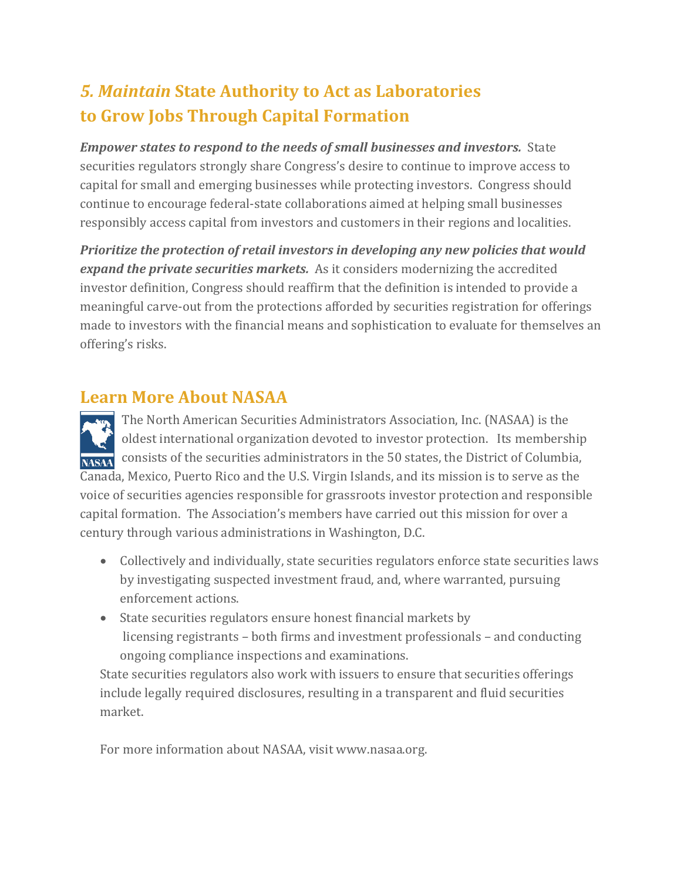## *5. Maintain* State Authority to Act as Laboratories to Grow Jobs Through Capital Formation

***Empower states to respond to the needs of small businesses and investors.*** State securities regulators strongly share Congress's desire to continue to improve access to capital for small and emerging businesses while protecting investors. Congress should continue to encourage federal-state collaborations aimed at helping small businesses responsibly access capital from investors and customers in their regions and localities.

***Prioritize the protection of retail investors in developing any new policies that would expand the private securities markets.*** As it considers modernizing the accredited investor definition, Congress should reaffirm that the definition is intended to provide a meaningful carve-out from the protections afforded by securities registration for offerings made to investors with the financial means and sophistication to evaluate for themselves an offering's risks.

## Learn More About NASAA

The North American Securities Administrators Association, Inc. (NASAA) is the oldest international organization devoted to investor protection. Its membership consists of the securities administrators in the 50 states, the District of Columbia, Canada, Mexico, Puerto Rico and the U.S. Virgin Islands, and its mission is to serve as the voice of securities agencies responsible for grassroots investor protection and responsible capital formation. The Association's members have carried out this mission for over a century through various administrations in Washington, D.C.

- Collectively and individually, state securities regulators enforce state securities laws by investigating suspected investment fraud, and, where warranted, pursuing enforcement actions.
- State securities regulators ensure honest financial markets by licensing registrants – both firms and investment professionals – and conducting ongoing compliance inspections and examinations.

State securities regulators also work with issuers to ensure that securities offerings include legally required disclosures, resulting in a transparent and fluid securities market.

For more information about NASAA, visit www.nasaa.org.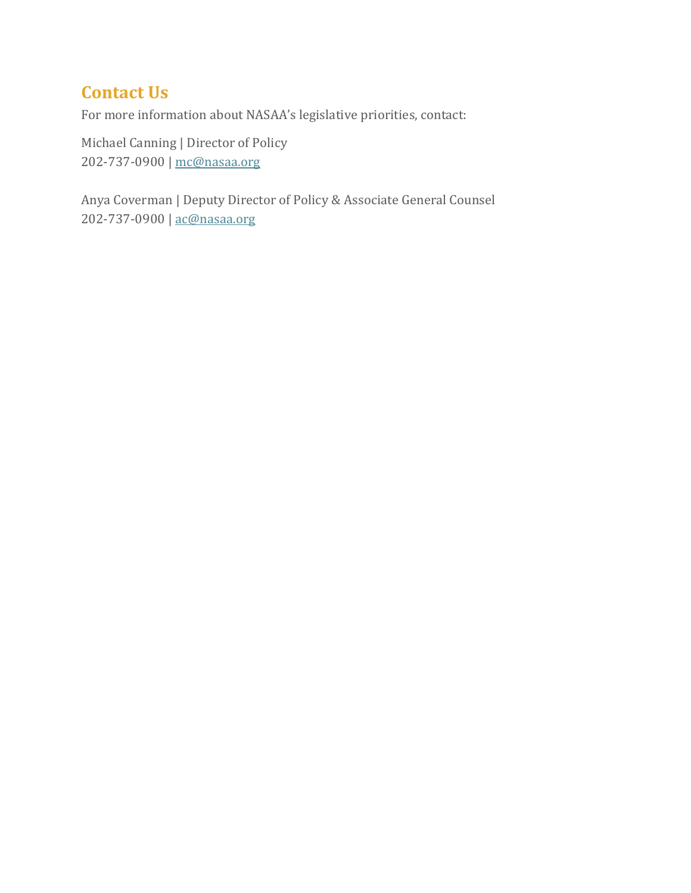## Contact Us

For more information about NASAA's legislative priorities, contact:

Michael Canning | Director of Policy
202-737-0900 | mc@nasaa.org

Anya Coverman | Deputy Director of Policy & Associate General Counsel
202-737-0900 | ac@nasaa.org